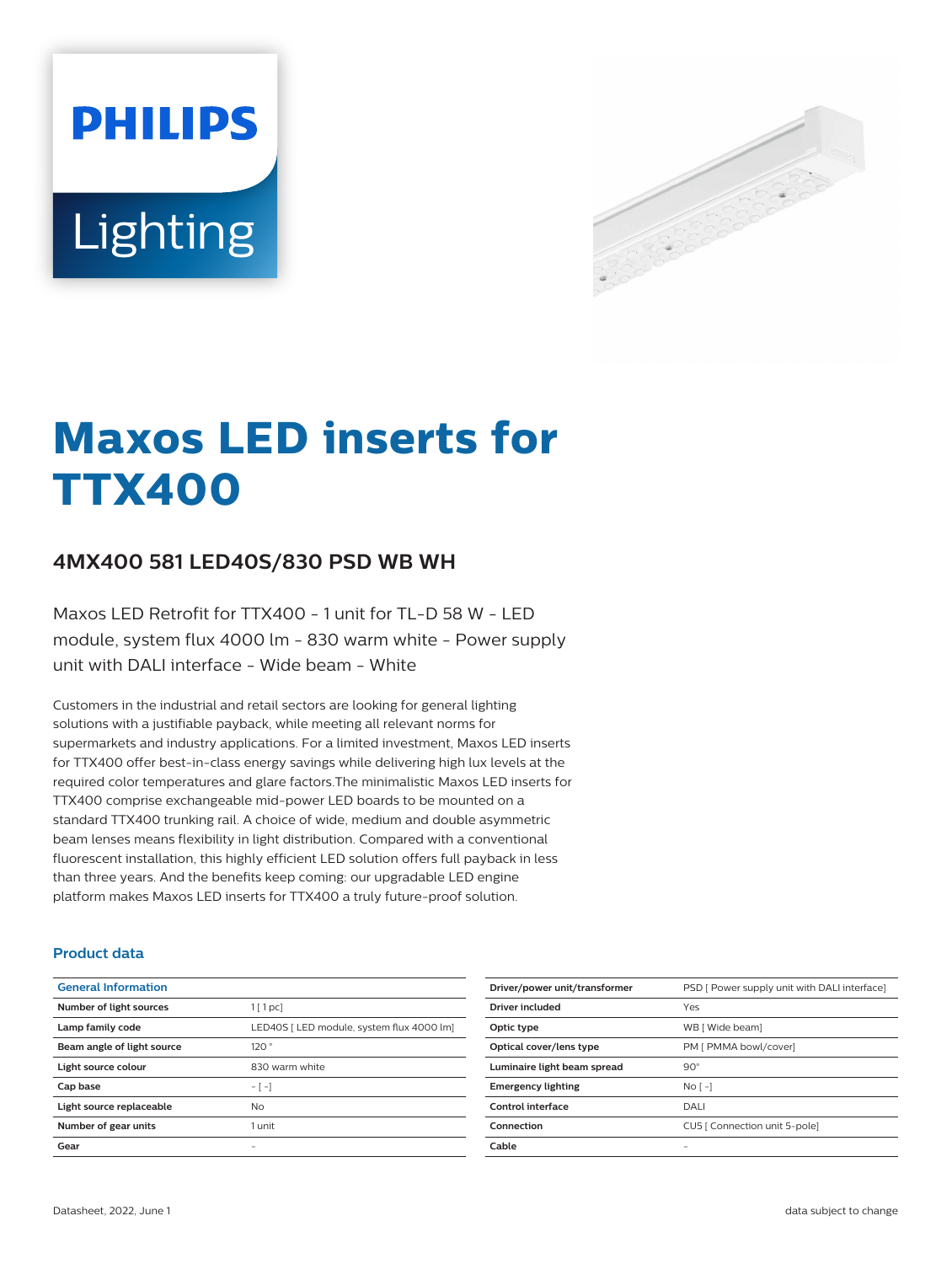PHILIPS

Lighting

# Maxos LED inserts for TTX400

## 4MX400 581 LED40S/830 PSD WB WH

Maxos LED Retrofit for TTX400 - 1 unit for TL-D 58 W - LED module, system flux 4000 lm - 830 warm white - Power supply unit with DALI interface - Wide beam - White

Customers in the industrial and retail sectors are looking for general lighting solutions with a justifiable payback, while meeting all relevant norms for supermarkets and industry applications. For a limited investment, Maxos LED inserts for TTX400 offer best-in-class energy savings while delivering high lux levels at the required color temperatures and glare factors.The minimalistic Maxos LED inserts for TTX400 comprise exchangeable mid-power LED boards to be mounted on a standard TTX400 trunking rail. A choice of wide, medium and double asymmetric beam lenses means flexibility in light distribution. Compared with a conventional fluorescent installation, this highly efficient LED solution offers full payback in less than three years. And the benefits keep coming: our upgradable LED engine platform makes Maxos LED inserts for TTX400 a truly future-proof solution.

### Product data

| General Information | |
|---|---|
| Number of light sources | 1 [ 1 pc] |
| Lamp family code | LED40S [ LED module, system flux 4000 lm] |
| Beam angle of light source | 120 ° |
| Light source colour | 830 warm white |
| Cap base | - [ -] |
| Light source replaceable | No |
| Number of gear units | 1 unit |
| Gear | - |

| | |
|---|---|
| Driver/power unit/transformer | PSD [ Power supply unit with DALI interface] |
| Driver included | Yes |
| Optic type | WB [ Wide beam] |
| Optical cover/lens type | PM [ PMMA bowl/cover] |
| Luminaire light beam spread | 90° |
| Emergency lighting | No [ -] |
| Control interface | DALI |
| Connection | CU5 [ Connection unit 5-pole] |
| Cable | - |

Datasheet, 2022, June 1

data subject to change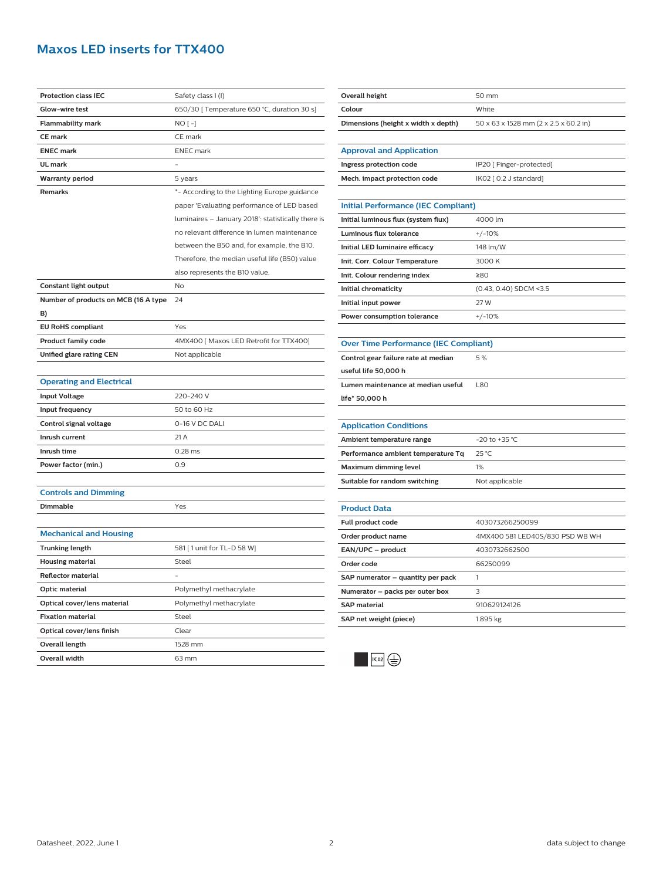# Maxos LED inserts for TTX400

| | |
|---|---|
| **Protection class IEC** | Safety class I (I) |
| **Glow-wire test** | 650/30 [ Temperature 650 °C, duration 30 s] |
| **Flammability mark** | NO [ -] |
| **CE mark** | CE mark |
| **ENEC mark** | ENEC mark |
| **UL mark** | - |
| **Warranty period** | 5 years |
| **Remarks** | *- According to the Lighting Europe guidance paper 'Evaluating performance of LED based luminaires – January 2018': statistically there is no relevant difference in lumen maintenance between the B50 and, for example, the B10. Therefore, the median useful life (B50) value also represents the B10 value. |
| **Constant light output** | No |
| **Number of products on MCB (16 A type B)** | 24 |
| **EU RoHS compliant** | Yes |
| **Product family code** | 4MX400 [ Maxos LED Retrofit for TTX400] |
| **Unified glare rating CEN** | Not applicable |

## Operating and Electrical

| | |
|---|---|
| **Input Voltage** | 220-240 V |
| **Input frequency** | 50 to 60 Hz |
| **Control signal voltage** | 0-16 V DC DALI |
| **Inrush current** | 21 A |
| **Inrush time** | 0.28 ms |
| **Power factor (min.)** | 0.9 |

## Controls and Dimming

| | |
|---|---|
| **Dimmable** | Yes |

## Mechanical and Housing

| | |
|---|---|
| **Trunking length** | 581 [ 1 unit for TL-D 58 W] |
| **Housing material** | Steel |
| **Reflector material** | - |
| **Optic material** | Polymethyl methacrylate |
| **Optical cover/lens material** | Polymethyl methacrylate |
| **Fixation material** | Steel |
| **Optical cover/lens finish** | Clear |
| **Overall length** | 1528 mm |
| **Overall width** | 63 mm |
| **Overall height** | 50 mm |
| **Colour** | White |
| **Dimensions (height x width x depth)** | 50 x 63 x 1528 mm (2 x 2.5 x 60.2 in) |

## Approval and Application

| | |
|---|---|
| **Ingress protection code** | IP20 [ Finger-protected] |
| **Mech. impact protection code** | IK02 [ 0.2 J standard] |

## Initial Performance (IEC Compliant)

| | |
|---|---|
| **Initial luminous flux (system flux)** | 4000 lm |
| **Luminous flux tolerance** | +/-10% |
| **Initial LED luminaire efficacy** | 148 lm/W |
| **Init. Corr. Colour Temperature** | 3000 K |
| **Init. Colour rendering index** | ≥80 |
| **Initial chromaticity** | (0.43, 0.40) SDCM <3.5 |
| **Initial input power** | 27 W |
| **Power consumption tolerance** | +/-10% |

## Over Time Performance (IEC Compliant)

| | |
|---|---|
| **Control gear failure rate at median useful life 50,000 h** | 5 % |
| **Lumen maintenance at median useful life* 50,000 h** | L80 |

## Application Conditions

| | |
|---|---|
| **Ambient temperature range** | -20 to +35 °C |
| **Performance ambient temperature Tq** | 25 °C |
| **Maximum dimming level** | 1% |
| **Suitable for random switching** | Not applicable |

## Product Data

| | |
|---|---|
| **Full product code** | 403073266250099 |
| **Order product name** | 4MX400 581 LED40S/830 PSD WB WH |
| **EAN/UPC – product** | 4030732662500 |
| **Order code** | 66250099 |
| **SAP numerator – quantity per pack** | 1 |
| **Numerator – packs per outer box** | 3 |
| **SAP material** | 910629124126 |
| **SAP net weight (piece)** | 1.895 kg |

Datasheet, 2022, June 1

data subject to change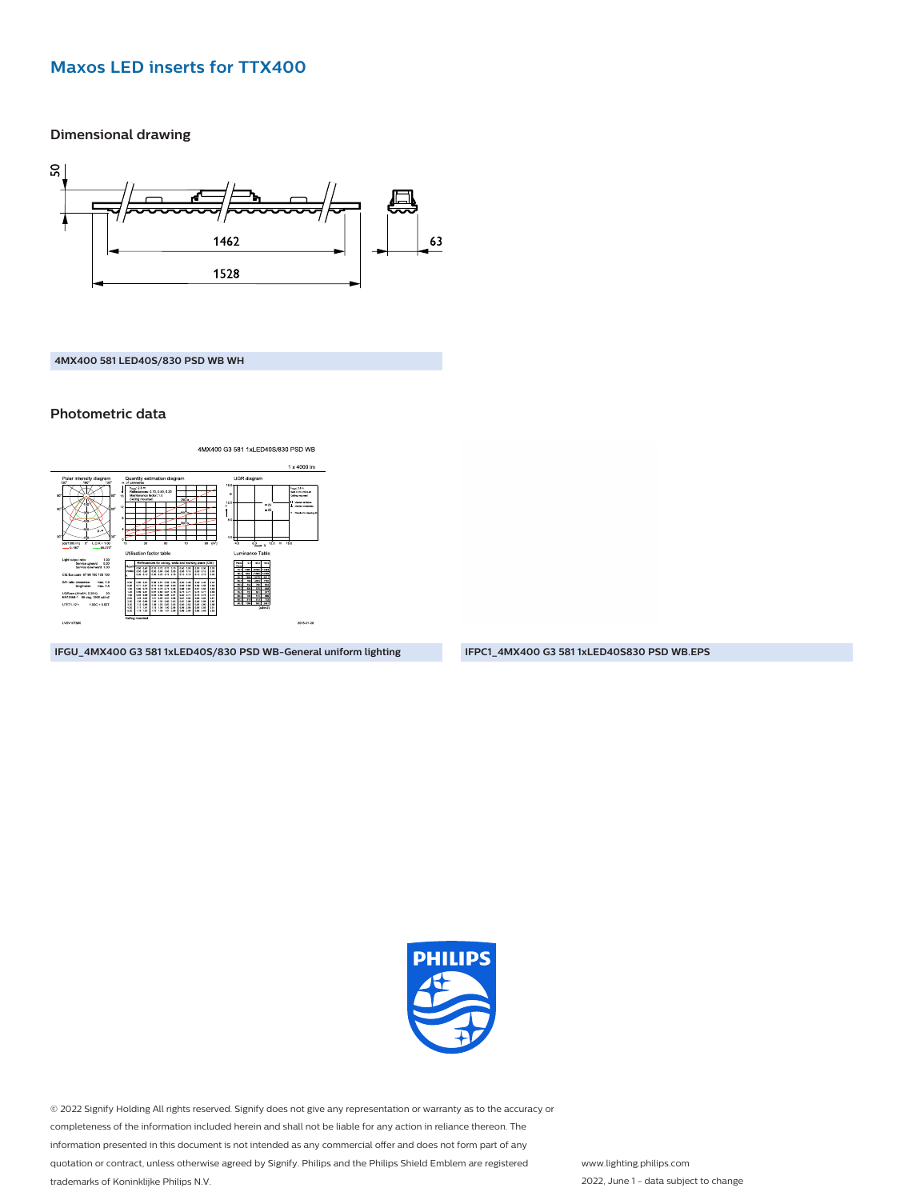## Maxos LED inserts for TTX400

### Dimensional drawing

50

1462

1528

63

**4MX400 581 LED40S/830 PSD WB WH**

### Photometric data

4MX400 G3 581 1xLED40S/830 PSD WB

1 x 4000 lm

**IFGU_4MX400 G3 581 1xLED40S/830 PSD WB-General uniform lighting**

**IFPC1_4MX400 G3 581 1xLED40S830 PSD WB.EPS**

© 2022 Signify Holding All rights reserved. Signify does not give any representation or warranty as to the accuracy or completeness of the information included herein and shall not be liable for any action in reliance thereon. The information presented in this document is not intended as any commercial offer and does not form part of any quotation or contract, unless otherwise agreed by Signify. Philips and the Philips Shield Emblem are registered trademarks of Koninklijke Philips N.V.

www.lighting.philips.com

2022, June 1 - data subject to change